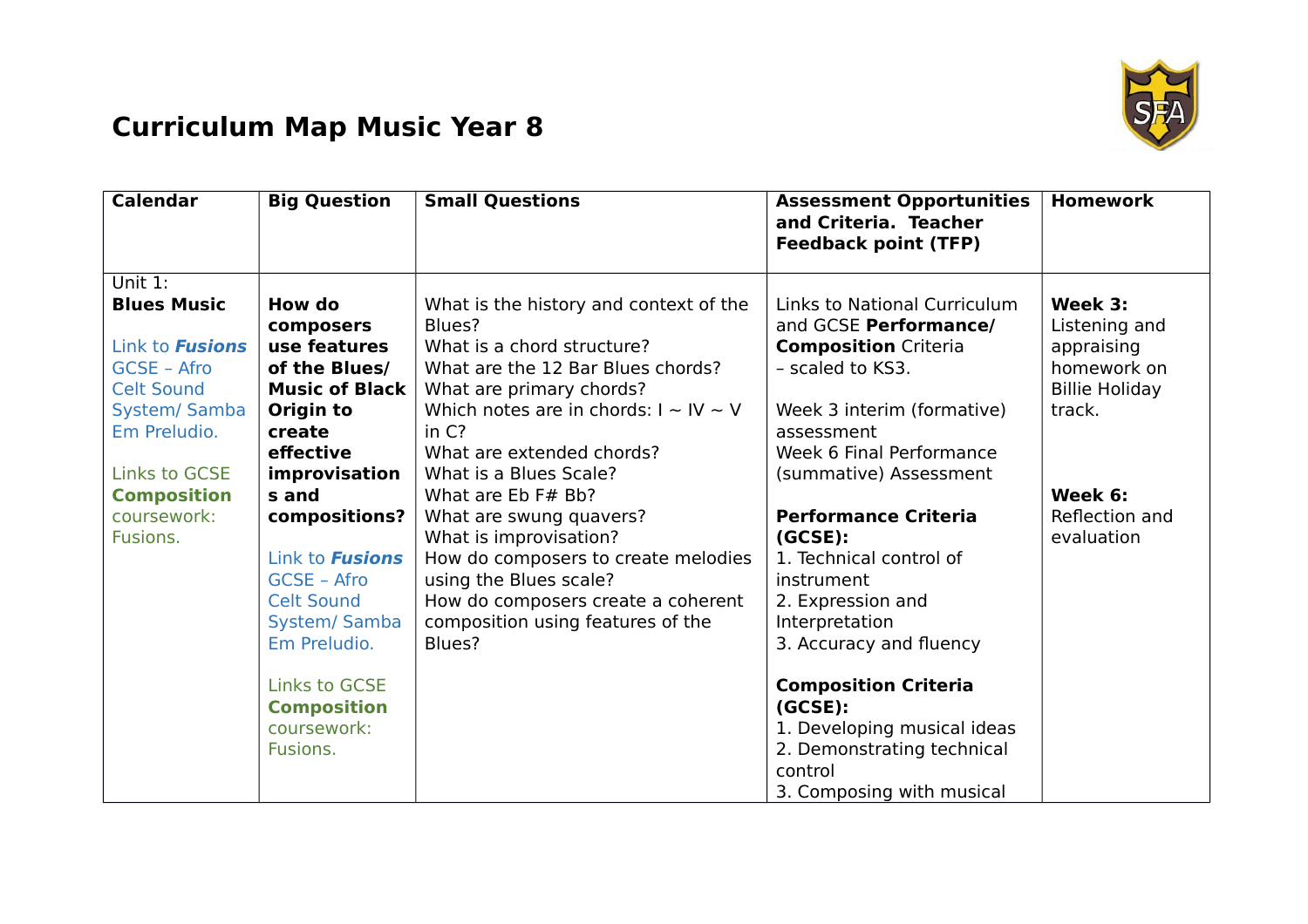# Curriculum Map Music Year 8

| Calendar | Big Question | Small Questions | Assessment Opportunities and Criteria. Teacher Feedback point (TFP) | Homework |
| --- | --- | --- | --- | --- |
| Unit 1: **Blues Music**<br><br>Link to ***Fusions*** GCSE – Afro Celt Sound System/ Samba Em Preludio.<br><br>Links to GCSE **Composition** coursework: Fusions. | **How do composers use features of the Blues/ Music of Black Origin to create effective improvisations and compositions?**<br><br>Link to ***Fusions*** GCSE – Afro Celt Sound System/ Samba Em Preludio.<br><br>Links to GCSE **Composition** coursework: Fusions. | What is the history and context of the Blues?<br>What is a chord structure?<br>What are the 12 Bar Blues chords?<br>What are primary chords?<br>Which notes are in chords: I ~ IV ~ V in C?<br>What are extended chords?<br>What is a Blues Scale?<br>What are Eb F# Bb?<br>What are swung quavers?<br>What is improvisation?<br>How do composers to create melodies using the Blues scale?<br>How do composers create a coherent composition using features of the Blues? | Links to National Curriculum and GCSE **Performance/ Composition** Criteria – scaled to KS3.<br><br>Week 3 interim (formative) assessment<br>Week 6 Final Performance (summative) Assessment<br><br>**Performance Criteria (GCSE):**<br>1. Technical control of instrument<br>2. Expression and Interpretation<br>3. Accuracy and fluency<br><br>**Composition Criteria (GCSE):**<br>1. Developing musical ideas<br>2. Demonstrating technical control<br>3. Composing with musical | **Week 3:** Listening and appraising homework on Billie Holiday track.<br><br>**Week 6:** Reflection and evaluation |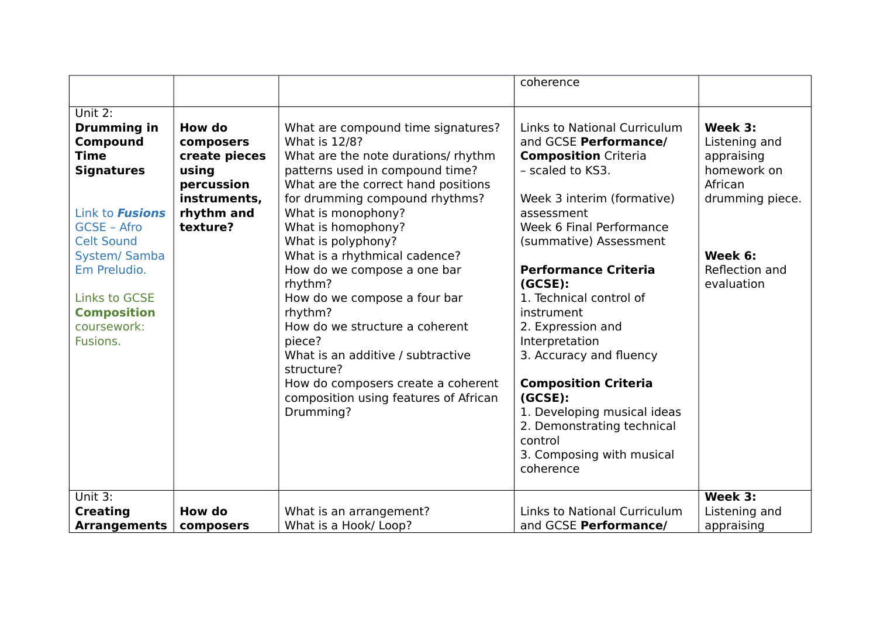|  |  |  | coherence |  |
|---|---|---|---|---|
| Unit 2: **Drumming in Compound Time Signatures**<br><br>Link to ***Fusions*** GCSE – Afro Celt Sound System/ Samba Em Preludio.<br><br>Links to GCSE **Composition** coursework: Fusions. | **How do composers create pieces using percussion instruments, rhythm and texture?** | What are compound time signatures?<br>What is 12/8?<br>What are the note durations/ rhythm patterns used in compound time?<br>What are the correct hand positions for drumming compound rhythms?<br>What is monophony?<br>What is homophony?<br>What is polyphony?<br>What is a rhythmical cadence?<br>How do we compose a one bar rhythm?<br>How do we compose a four bar rhythm?<br>How do we structure a coherent piece?<br>What is an additive / subtractive structure?<br>How do composers create a coherent composition using features of African Drumming? | Links to National Curriculum and GCSE **Performance/ Composition** Criteria – scaled to KS3.<br><br>Week 3 interim (formative) assessment<br>Week 6 Final Performance (summative) Assessment<br><br>**Performance Criteria (GCSE):**<br>1. Technical control of instrument<br>2. Expression and Interpretation<br>3. Accuracy and fluency<br><br>**Composition Criteria (GCSE):**<br>1. Developing musical ideas<br>2. Demonstrating technical control<br>3. Composing with musical coherence | **Week 3:** Listening and appraising homework on African drumming piece.<br><br>**Week 6:** Reflection and evaluation |
| Unit 3: **Creating Arrangements** | **How do composers** | What is an arrangement?<br>What is a Hook/ Loop? | Links to National Curriculum and GCSE **Performance/** | **Week 3:** Listening and appraising |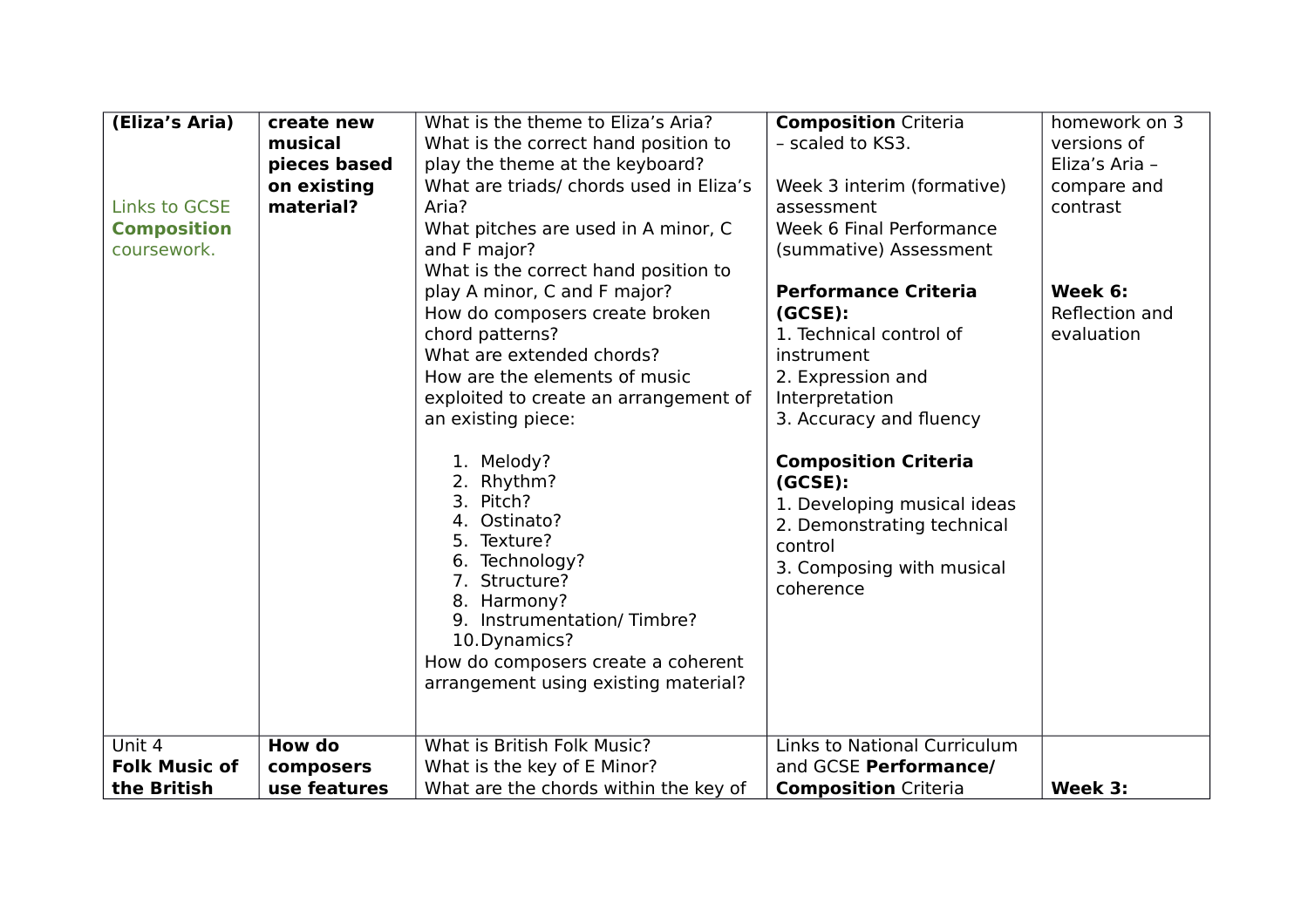| | | | | |
|---|---|---|---|---|
| **(Eliza's Aria)**<br><br>Links to GCSE **Composition** coursework. | **create new musical pieces based on existing material?** | What is the theme to Eliza's Aria?<br>What is the correct hand position to play the theme at the keyboard?<br>What are triads/ chords used in Eliza's Aria?<br>What pitches are used in A minor, C and F major?<br>What is the correct hand position to play A minor, C and F major?<br>How do composers create broken chord patterns?<br>What are extended chords?<br>How are the elements of music exploited to create an arrangement of an existing piece:<br><br>1. Melody?<br>2. Rhythm?<br>3. Pitch?<br>4. Ostinato?<br>5. Texture?<br>6. Technology?<br>7. Structure?<br>8. Harmony?<br>9. Instrumentation/ Timbre?<br>10. Dynamics?<br><br>How do composers create a coherent arrangement using existing material? | **Composition** Criteria – scaled to KS3.<br><br>Week 3 interim (formative) assessment<br>Week 6 Final Performance (summative) Assessment<br><br>**Performance Criteria (GCSE):**<br>1. Technical control of instrument<br>2. Expression and Interpretation<br>3. Accuracy and fluency<br><br>**Composition Criteria (GCSE):**<br>1. Developing musical ideas<br>2. Demonstrating technical control<br>3. Composing with musical coherence | homework on 3 versions of Eliza's Aria – compare and contrast<br><br>**Week 6:**<br>Reflection and evaluation |
| Unit 4<br>**Folk Music of the British** | **How do composers use features** | What is British Folk Music?<br>What is the key of E Minor?<br>What are the chords within the key of | Links to National Curriculum and GCSE **Performance/ Composition** Criteria | **Week 3:** |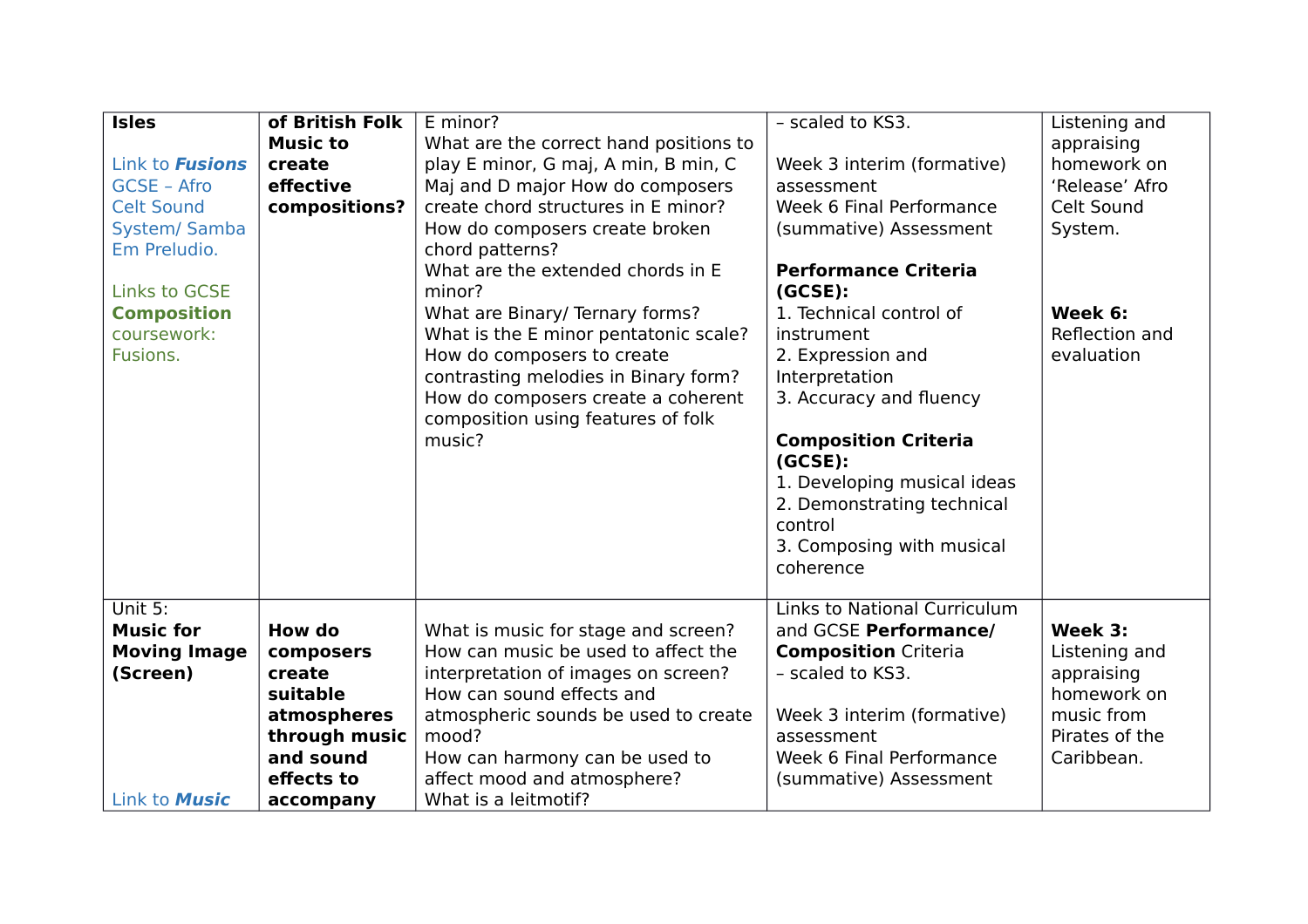| | | | | |
|---|---|---|---|---|
| **Isles**<br><br>Link to ***Fusions*** GCSE – Afro Celt Sound System/ Samba Em Preludio.<br><br>Links to GCSE **Composition** coursework: Fusions. | **of British Folk Music to create effective compositions?** | E minor?<br>What are the correct hand positions to play E minor, G maj, A min, B min, C Maj and D major How do composers create chord structures in E minor?<br>How do composers create broken chord patterns?<br>What are the extended chords in E minor?<br>What are Binary/ Ternary forms?<br>What is the E minor pentatonic scale?<br>How do composers to create contrasting melodies in Binary form?<br>How do composers create a coherent composition using features of folk music? | – scaled to KS3.<br><br>Week 3 interim (formative) assessment<br>Week 6 Final Performance (summative) Assessment<br><br>**Performance Criteria (GCSE):**<br>1. Technical control of instrument<br>2. Expression and Interpretation<br>3. Accuracy and fluency<br><br>**Composition Criteria (GCSE):**<br>1. Developing musical ideas<br>2. Demonstrating technical control<br>3. Composing with musical coherence | Listening and appraising homework on 'Release' Afro Celt Sound System.<br><br>**Week 6:**<br>Reflection and evaluation |
| Unit 5:<br>**Music for Moving Image (Screen)**<br><br>Link to ***Music*** | **How do composers create suitable atmospheres through music and sound effects to accompany** | What is music for stage and screen?<br>How can music be used to affect the interpretation of images on screen?<br>How can sound effects and atmospheric sounds be used to create mood?<br>How can harmony can be used to affect mood and atmosphere?<br>What is a leitmotif? | Links to National Curriculum and GCSE **Performance/ Composition** Criteria<br>– scaled to KS3.<br><br>Week 3 interim (formative) assessment<br>Week 6 Final Performance (summative) Assessment | **Week 3:**<br>Listening and appraising homework on music from Pirates of the Caribbean. |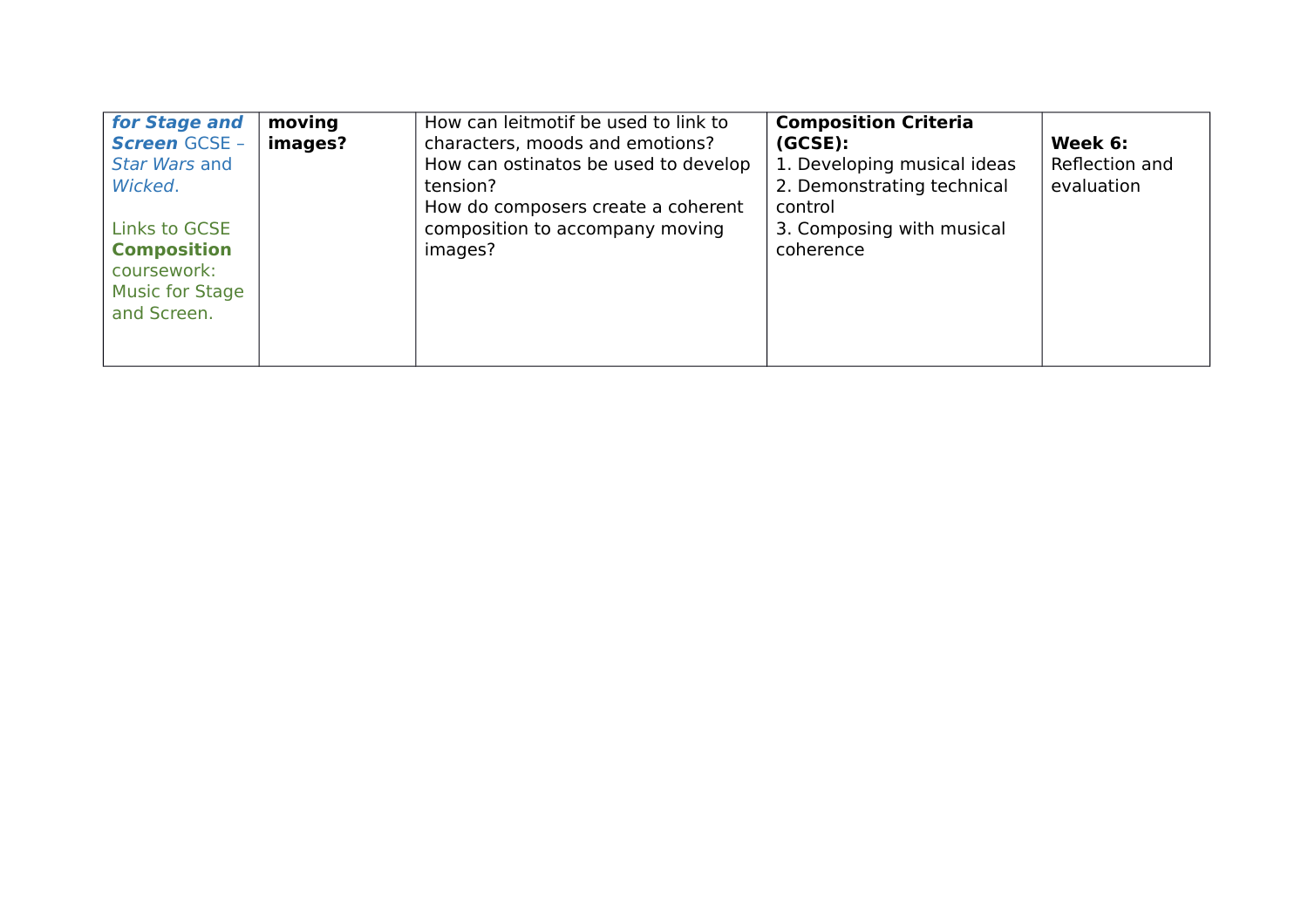| | | | | |
|---|---|---|---|---|
| ***for Stage and Screen*** GCSE – *Star Wars* and *Wicked*.<br><br>Links to GCSE **Composition** coursework: Music for Stage and Screen. | **moving images?** | How can leitmotif be used to link to characters, moods and emotions?<br>How can ostinatos be used to develop tension?<br>How do composers create a coherent composition to accompany moving images? | **Composition Criteria (GCSE):**<br>1. Developing musical ideas<br>2. Demonstrating technical control<br>3. Composing with musical coherence | **Week 6:** Reflection and evaluation |